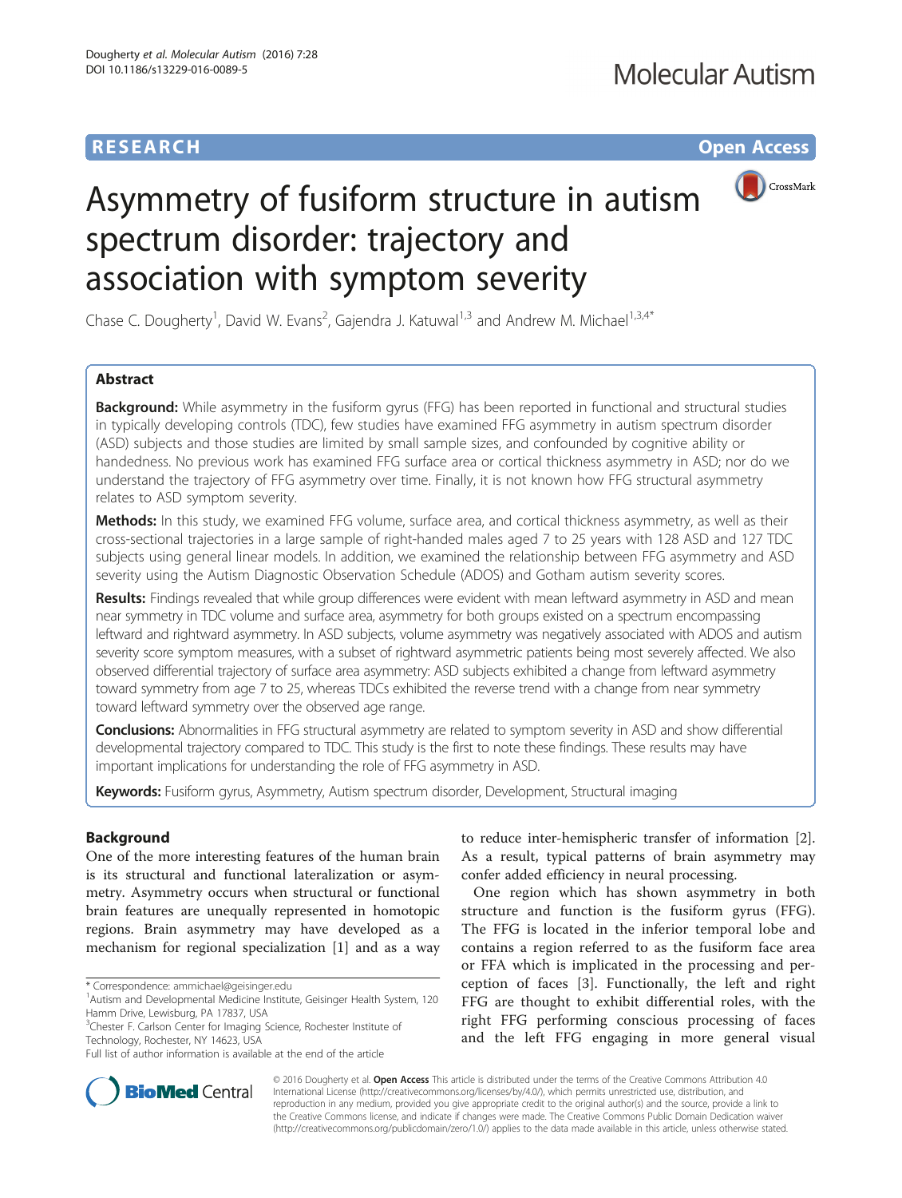RESEARCH Open Access

# Asymmetry of fusiform structure in autism spectrum disorder: trajectory and association with symptom severity

Chase C. Dougherty[1], David W. Evans[2], Gajendra J. Katuwal[1,3] and Andrew M. Michael[1,3,4*]

## Abstract

**Background:** While asymmetry in the fusiform gyrus (FFG) has been reported in functional and structural studies in typically developing controls (TDC), few studies have examined FFG asymmetry in autism spectrum disorder (ASD) subjects and those studies are limited by small sample sizes, and confounded by cognitive ability or handedness. No previous work has examined FFG surface area or cortical thickness asymmetry in ASD; nor do we understand the trajectory of FFG asymmetry over time. Finally, it is not known how FFG structural asymmetry relates to ASD symptom severity.

**Methods:** In this study, we examined FFG volume, surface area, and cortical thickness asymmetry, as well as their cross-sectional trajectories in a large sample of right-handed males aged 7 to 25 years with 128 ASD and 127 TDC subjects using general linear models. In addition, we examined the relationship between FFG asymmetry and ASD severity using the Autism Diagnostic Observation Schedule (ADOS) and Gotham autism severity scores.

**Results:** Findings revealed that while group differences were evident with mean leftward asymmetry in ASD and mean near symmetry in TDC volume and surface area, asymmetry for both groups existed on a spectrum encompassing leftward and rightward asymmetry. In ASD subjects, volume asymmetry was negatively associated with ADOS and autism severity score symptom measures, with a subset of rightward asymmetric patients being most severely affected. We also observed differential trajectory of surface area asymmetry: ASD subjects exhibited a change from leftward asymmetry toward symmetry from age 7 to 25, whereas TDCs exhibited the reverse trend with a change from near symmetry toward leftward symmetry over the observed age range.

**Conclusions:** Abnormalities in FFG structural asymmetry are related to symptom severity in ASD and show differential developmental trajectory compared to TDC. This study is the first to note these findings. These results may have important implications for understanding the role of FFG asymmetry in ASD.

**Keywords:** Fusiform gyrus, Asymmetry, Autism spectrum disorder, Development, Structural imaging

## Background

One of the more interesting features of the human brain is its structural and functional lateralization or asymmetry. Asymmetry occurs when structural or functional brain features are unequally represented in homotopic regions. Brain asymmetry may have developed as a mechanism for regional specialization [1] and as a way to reduce inter-hemispheric transfer of information [2]. As a result, typical patterns of brain asymmetry may confer added efficiency in neural processing.

One region which has shown asymmetry in both structure and function is the fusiform gyrus (FFG). The FFG is located in the inferior temporal lobe and contains a region referred to as the fusiform face area or FFA which is implicated in the processing and perception of faces [3]. Functionally, the left and right FFG are thought to exhibit differential roles, with the right FFG performing conscious processing of faces and the left FFG engaging in more general visual

* Correspondence: ammichael@geisinger.edu
[1]Autism and Developmental Medicine Institute, Geisinger Health System, 120 Hamm Drive, Lewisburg, PA 17837, USA
[3]Chester F. Carlson Center for Imaging Science, Rochester Institute of Technology, Rochester, NY 14623, USA
Full list of author information is available at the end of the article

© 2016 Dougherty et al. **Open Access** This article is distributed under the terms of the Creative Commons Attribution 4.0 International License (http://creativecommons.org/licenses/by/4.0/), which permits unrestricted use, distribution, and reproduction in any medium, provided you give appropriate credit to the original author(s) and the source, provide a link to the Creative Commons license, and indicate if changes were made. The Creative Commons Public Domain Dedication waiver (http://creativecommons.org/publicdomain/zero/1.0/) applies to the data made available in this article, unless otherwise stated.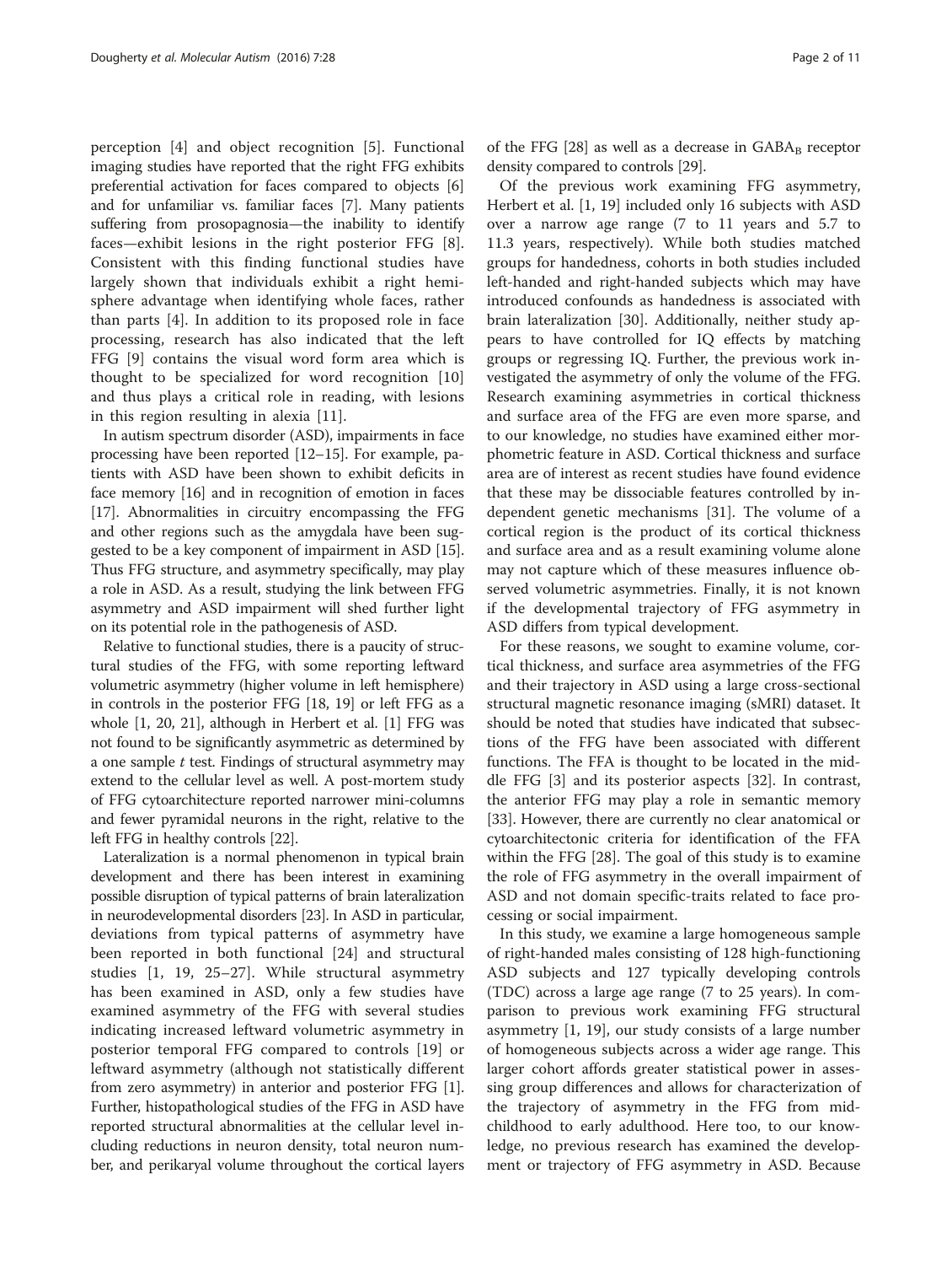perception [4] and object recognition [5]. Functional imaging studies have reported that the right FFG exhibits preferential activation for faces compared to objects [6] and for unfamiliar vs. familiar faces [7]. Many patients suffering from prosopagnosia—the inability to identify faces—exhibit lesions in the right posterior FFG [8]. Consistent with this finding functional studies have largely shown that individuals exhibit a right hemisphere advantage when identifying whole faces, rather than parts [4]. In addition to its proposed role in face processing, research has also indicated that the left FFG [9] contains the visual word form area which is thought to be specialized for word recognition [10] and thus plays a critical role in reading, with lesions in this region resulting in alexia [11].

In autism spectrum disorder (ASD), impairments in face processing have been reported [12–15]. For example, patients with ASD have been shown to exhibit deficits in face memory [16] and in recognition of emotion in faces [17]. Abnormalities in circuitry encompassing the FFG and other regions such as the amygdala have been suggested to be a key component of impairment in ASD [15]. Thus FFG structure, and asymmetry specifically, may play a role in ASD. As a result, studying the link between FFG asymmetry and ASD impairment will shed further light on its potential role in the pathogenesis of ASD.

Relative to functional studies, there is a paucity of structural studies of the FFG, with some reporting leftward volumetric asymmetry (higher volume in left hemisphere) in controls in the posterior FFG [18, 19] or left FFG as a whole [1, 20, 21], although in Herbert et al. [1] FFG was not found to be significantly asymmetric as determined by a one sample *t* test. Findings of structural asymmetry may extend to the cellular level as well. A post-mortem study of FFG cytoarchitecture reported narrower mini-columns and fewer pyramidal neurons in the right, relative to the left FFG in healthy controls [22].

Lateralization is a normal phenomenon in typical brain development and there has been interest in examining possible disruption of typical patterns of brain lateralization in neurodevelopmental disorders [23]. In ASD in particular, deviations from typical patterns of asymmetry have been reported in both functional [24] and structural studies [1, 19, 25–27]. While structural asymmetry has been examined in ASD, only a few studies have examined asymmetry of the FFG with several studies indicating increased leftward volumetric asymmetry in posterior temporal FFG compared to controls [19] or leftward asymmetry (although not statistically different from zero asymmetry) in anterior and posterior FFG [1]. Further, histopathological studies of the FFG in ASD have reported structural abnormalities at the cellular level including reductions in neuron density, total neuron number, and perikaryal volume throughout the cortical layers of the FFG [28] as well as a decrease in $GABA_B$ receptor density compared to controls [29].

Of the previous work examining FFG asymmetry, Herbert et al. [1, 19] included only 16 subjects with ASD over a narrow age range (7 to 11 years and 5.7 to 11.3 years, respectively). While both studies matched groups for handedness, cohorts in both studies included left-handed and right-handed subjects which may have introduced confounds as handedness is associated with brain lateralization [30]. Additionally, neither study appears to have controlled for IQ effects by matching groups or regressing IQ. Further, the previous work investigated the asymmetry of only the volume of the FFG. Research examining asymmetries in cortical thickness and surface area of the FFG are even more sparse, and to our knowledge, no studies have examined either morphometric feature in ASD. Cortical thickness and surface area are of interest as recent studies have found evidence that these may be dissociable features controlled by independent genetic mechanisms [31]. The volume of a cortical region is the product of its cortical thickness and surface area and as a result examining volume alone may not capture which of these measures influence observed volumetric asymmetries. Finally, it is not known if the developmental trajectory of FFG asymmetry in ASD differs from typical development.

For these reasons, we sought to examine volume, cortical thickness, and surface area asymmetries of the FFG and their trajectory in ASD using a large cross-sectional structural magnetic resonance imaging (sMRI) dataset. It should be noted that studies have indicated that subsections of the FFG have been associated with different functions. The FFA is thought to be located in the middle FFG [3] and its posterior aspects [32]. In contrast, the anterior FFG may play a role in semantic memory [33]. However, there are currently no clear anatomical or cytoarchitectonic criteria for identification of the FFA within the FFG [28]. The goal of this study is to examine the role of FFG asymmetry in the overall impairment of ASD and not domain specific-traits related to face processing or social impairment.

In this study, we examine a large homogeneous sample of right-handed males consisting of 128 high-functioning ASD subjects and 127 typically developing controls (TDC) across a large age range (7 to 25 years). In comparison to previous work examining FFG structural asymmetry [1, 19], our study consists of a large number of homogeneous subjects across a wider age range. This larger cohort affords greater statistical power in assessing group differences and allows for characterization of the trajectory of asymmetry in the FFG from mid-childhood to early adulthood. Here too, to our knowledge, no previous research has examined the development or trajectory of FFG asymmetry in ASD. Because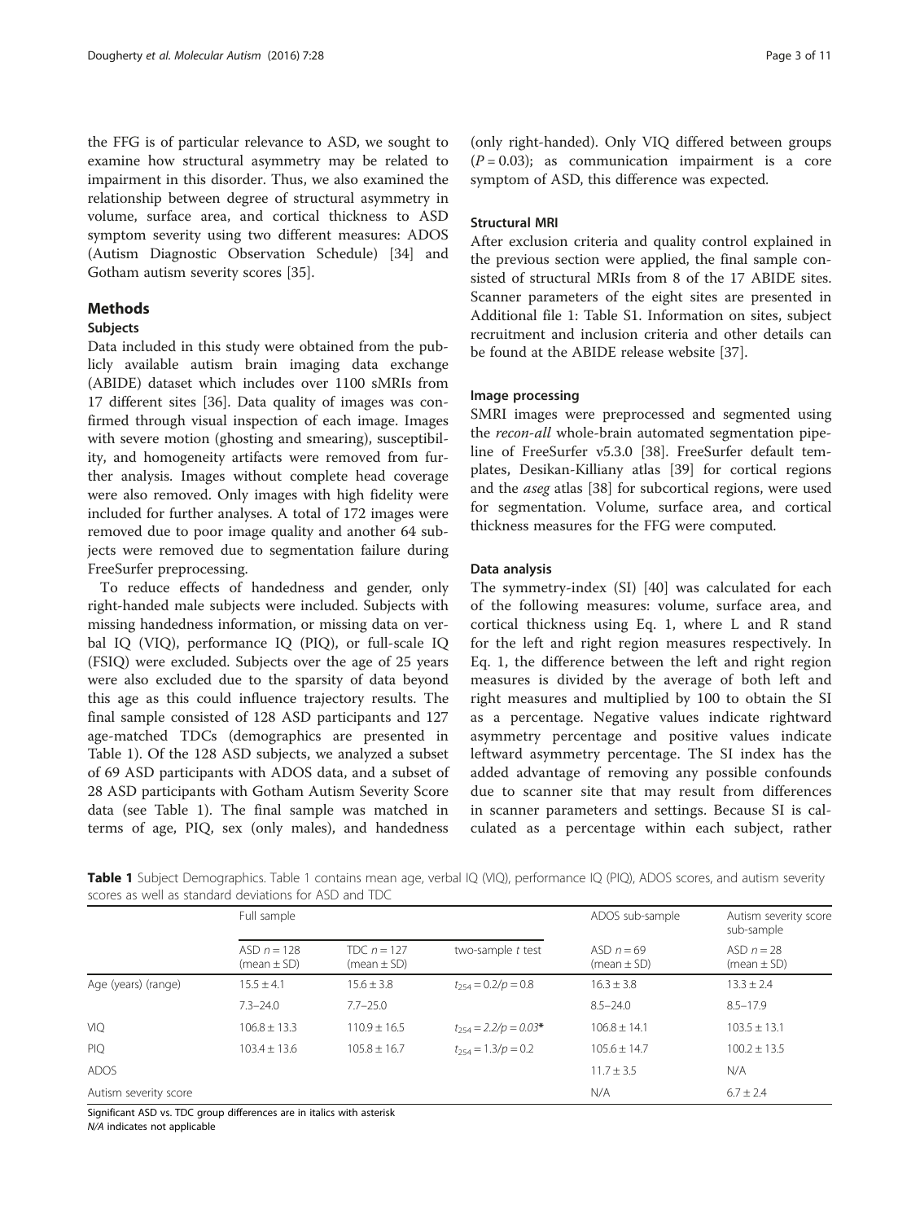the FFG is of particular relevance to ASD, we sought to examine how structural asymmetry may be related to impairment in this disorder. Thus, we also examined the relationship between degree of structural asymmetry in volume, surface area, and cortical thickness to ASD symptom severity using two different measures: ADOS (Autism Diagnostic Observation Schedule) [34] and Gotham autism severity scores [35].

## Methods

### Subjects

Data included in this study were obtained from the publicly available autism brain imaging data exchange (ABIDE) dataset which includes over 1100 sMRIs from 17 different sites [36]. Data quality of images was confirmed through visual inspection of each image. Images with severe motion (ghosting and smearing), susceptibility, and homogeneity artifacts were removed from further analysis. Images without complete head coverage were also removed. Only images with high fidelity were included for further analyses. A total of 172 images were removed due to poor image quality and another 64 subjects were removed due to segmentation failure during FreeSurfer preprocessing.

To reduce effects of handedness and gender, only right-handed male subjects were included. Subjects with missing handedness information, or missing data on verbal IQ (VIQ), performance IQ (PIQ), or full-scale IQ (FSIQ) were excluded. Subjects over the age of 25 years were also excluded due to the sparsity of data beyond this age as this could influence trajectory results. The final sample consisted of 128 ASD participants and 127 age-matched TDCs (demographics are presented in Table 1). Of the 128 ASD subjects, we analyzed a subset of 69 ASD participants with ADOS data, and a subset of 28 ASD participants with Gotham Autism Severity Score data (see Table 1). The final sample was matched in terms of age, PIQ, sex (only males), and handedness (only right-handed). Only VIQ differed between groups ($P = 0.03$); as communication impairment is a core symptom of ASD, this difference was expected.

### Structural MRI

After exclusion criteria and quality control explained in the previous section were applied, the final sample consisted of structural MRIs from 8 of the 17 ABIDE sites. Scanner parameters of the eight sites are presented in Additional file 1: Table S1. Information on sites, subject recruitment and inclusion criteria and other details can be found at the ABIDE release website [37].

### Image processing

SMRI images were preprocessed and segmented using the *recon-all* whole-brain automated segmentation pipeline of FreeSurfer v5.3.0 [38]. FreeSurfer default templates, Desikan-Killiany atlas [39] for cortical regions and the *aseg* atlas [38] for subcortical regions, were used for segmentation. Volume, surface area, and cortical thickness measures for the FFG were computed.

### Data analysis

The symmetry-index (SI) [40] was calculated for each of the following measures: volume, surface area, and cortical thickness using Eq. 1, where L and R stand for the left and right region measures respectively. In Eq. 1, the difference between the left and right region measures is divided by the average of both left and right measures and multiplied by 100 to obtain the SI as a percentage. Negative values indicate rightward asymmetry percentage and positive values indicate leftward asymmetry percentage. The SI index has the added advantage of removing any possible confounds due to scanner site that may result from differences in scanner parameters and settings. Because SI is calculated as a percentage within each subject, rather

**Table 1** Subject Demographics. Table 1 contains mean age, verbal IQ (VIQ), performance IQ (PIQ), ADOS scores, and autism severity scores as well as standard deviations for ASD and TDC

| | Full sample | | | ADOS sub-sample | Autism severity score sub-sample |
|---|---|---|---|---|---|
| | ASD $n = 128$ (mean ± SD) | TDC $n = 127$ (mean ± SD) | two-sample *t* test | ASD $n = 69$ (mean ± SD) | ASD $n = 28$ (mean ± SD) |
| Age (years) (range) | 15.5 ± 4.1 | 15.6 ± 3.8 | $t_{254} = 0.2/p = 0.8$ | 16.3 ± 3.8 | 13.3 ± 2.4 |
| | 7.3–24.0 | 7.7–25.0 | | 8.5–24.0 | 8.5–17.9 |
| VIQ | 106.8 ± 13.3 | 110.9 ± 16.5 | *$t_{254} = 2.2/p = 0.03$\** | 106.8 ± 14.1 | 103.5 ± 13.1 |
| PIQ | 103.4 ± 13.6 | 105.8 ± 16.7 | $t_{254} = 1.3/p = 0.2$ | 105.6 ± 14.7 | 100.2 ± 13.5 |
| ADOS | | | | 11.7 ± 3.5 | N/A |
| Autism severity score | | | | N/A | 6.7 ± 2.4 |

Significant ASD vs. TDC group differences are in italics with asterisk
*N/A* indicates not applicable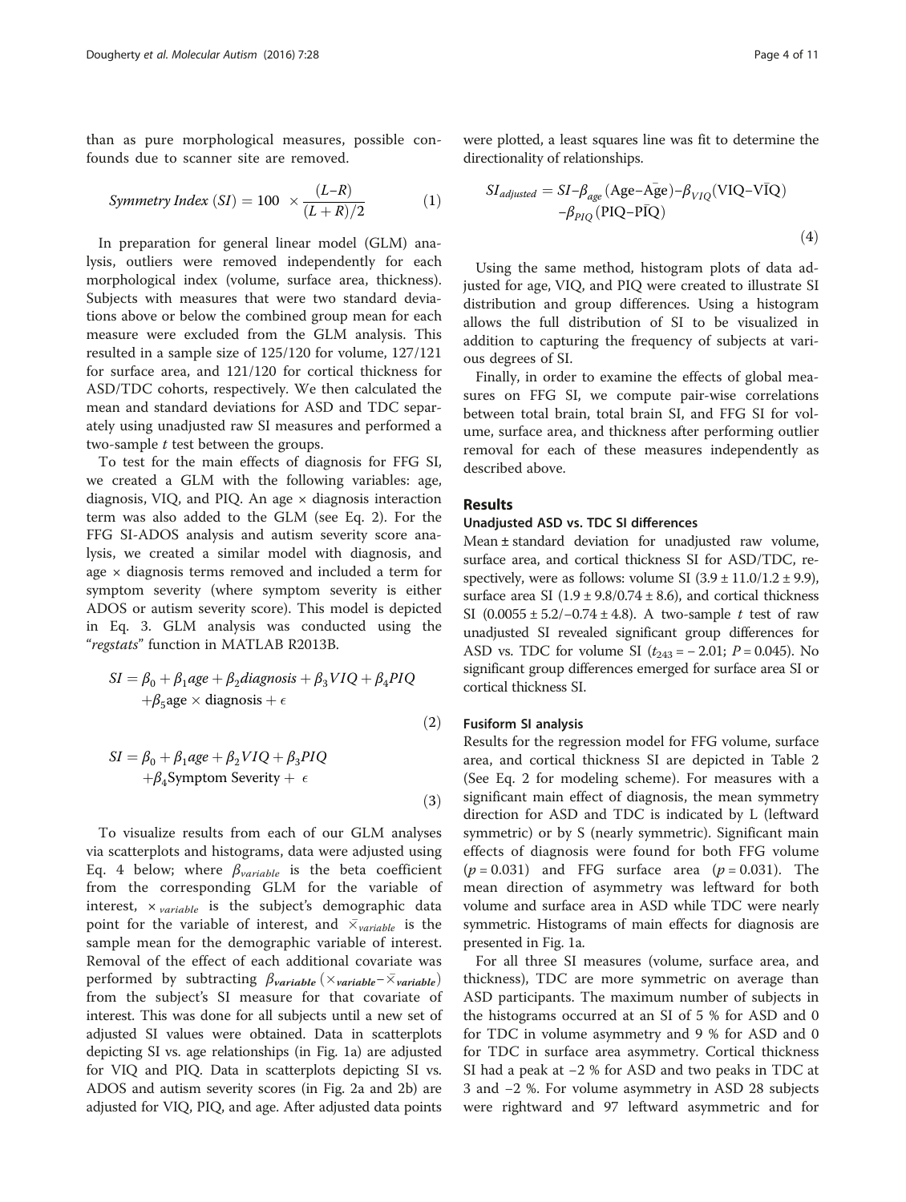than as pure morphological measures, possible confounds due to scanner site are removed.

$$Symmetry\ Index\ (SI) = 100 \ \times \frac{(L-R)}{(L+R)/2} \quad (1)$$

In preparation for general linear model (GLM) analysis, outliers were removed independently for each morphological index (volume, surface area, thickness). Subjects with measures that were two standard deviations above or below the combined group mean for each measure were excluded from the GLM analysis. This resulted in a sample size of 125/120 for volume, 127/121 for surface area, and 121/120 for cortical thickness for ASD/TDC cohorts, respectively. We then calculated the mean and standard deviations for ASD and TDC separately using unadjusted raw SI measures and performed a two-sample *t* test between the groups.

To test for the main effects of diagnosis for FFG SI, we created a GLM with the following variables: age, diagnosis, VIQ, and PIQ. An age × diagnosis interaction term was also added to the GLM (see Eq. 2). For the FFG SI-ADOS analysis and autism severity score analysis, we created a similar model with diagnosis, and age × diagnosis terms removed and included a term for symptom severity (where symptom severity is either ADOS or autism severity score). This model is depicted in Eq. 3. GLM analysis was conducted using the "*regstats*" function in MATLAB R2013B.

$$SI = \beta_0 + \beta_1 age + \beta_2 diagnosis + \beta_3 VIQ + \beta_4 PIQ + \beta_5 \text{age} \times \text{diagnosis} + \epsilon \quad (2)$$

$$SI = \beta_0 + \beta_1 age + \beta_2 VIQ + \beta_3 PIQ + \beta_4 \text{Symptom Severity} + \epsilon \quad (3)$$

To visualize results from each of our GLM analyses via scatterplots and histograms, data were adjusted using Eq. 4 below; where $\beta_{variable}$ is the beta coefficient from the corresponding GLM for the variable of interest, $\times_{variable}$ is the subject's demographic data point for the variable of interest, and $\bar{\times}_{variable}$ is the sample mean for the demographic variable of interest. Removal of the effect of each additional covariate was performed by subtracting $\beta_{variable}\,(\times_{variable} - \bar{\times}_{variable})$ from the subject's SI measure for that covariate of interest. This was done for all subjects until a new set of adjusted SI values were obtained. Data in scatterplots depicting SI vs. age relationships (in Fig. 1a) are adjusted for VIQ and PIQ. Data in scatterplots depicting SI vs. ADOS and autism severity scores (in Fig. 2a and 2b) are adjusted for VIQ, PIQ, and age. After adjusted data points were plotted, a least squares line was fit to determine the directionality of relationships.

$$SI_{adjusted} = SI - \beta_{age}(\text{Age} - \bar{\text{Age}}) - \beta_{VIQ}(\text{VIQ} - \bar{\text{VIQ}}) - \beta_{PIQ}(\text{PIQ} - \bar{\text{PIQ}}) \quad (4)$$

Using the same method, histogram plots of data adjusted for age, VIQ, and PIQ were created to illustrate SI distribution and group differences. Using a histogram allows the full distribution of SI to be visualized in addition to capturing the frequency of subjects at various degrees of SI.

Finally, in order to examine the effects of global measures on FFG SI, we compute pair-wise correlations between total brain, total brain SI, and FFG SI for volume, surface area, and thickness after performing outlier removal for each of these measures independently as described above.

## Results

### Unadjusted ASD vs. TDC SI differences

Mean ± standard deviation for unadjusted raw volume, surface area, and cortical thickness SI for ASD/TDC, respectively, were as follows: volume SI (3.9 ± 11.0/1.2 ± 9.9), surface area SI (1.9 ± 9.8/0.74 ± 8.6), and cortical thickness SI (0.0055 ± 5.2/−0.74 ± 4.8). A two-sample *t* test of raw unadjusted SI revealed significant group differences for ASD vs. TDC for volume SI ($t_{243} = -2.01$; $P = 0.045$). No significant group differences emerged for surface area SI or cortical thickness SI.

### Fusiform SI analysis

Results for the regression model for FFG volume, surface area, and cortical thickness SI are depicted in Table 2 (See Eq. 2 for modeling scheme). For measures with a significant main effect of diagnosis, the mean symmetry direction for ASD and TDC is indicated by L (leftward symmetric) or by S (nearly symmetric). Significant main effects of diagnosis were found for both FFG volume ($p = 0.031$) and FFG surface area ($p = 0.031$). The mean direction of asymmetry was leftward for both volume and surface area in ASD while TDC were nearly symmetric. Histograms of main effects for diagnosis are presented in Fig. 1a.

For all three SI measures (volume, surface area, and thickness), TDC are more symmetric on average than ASD participants. The maximum number of subjects in the histograms occurred at an SI of 5 % for ASD and 0 for TDC in volume asymmetry and 9 % for ASD and 0 for TDC in surface area asymmetry. Cortical thickness SI had a peak at −2 % for ASD and two peaks in TDC at 3 and −2 %. For volume asymmetry in ASD 28 subjects were rightward and 97 leftward asymmetric and for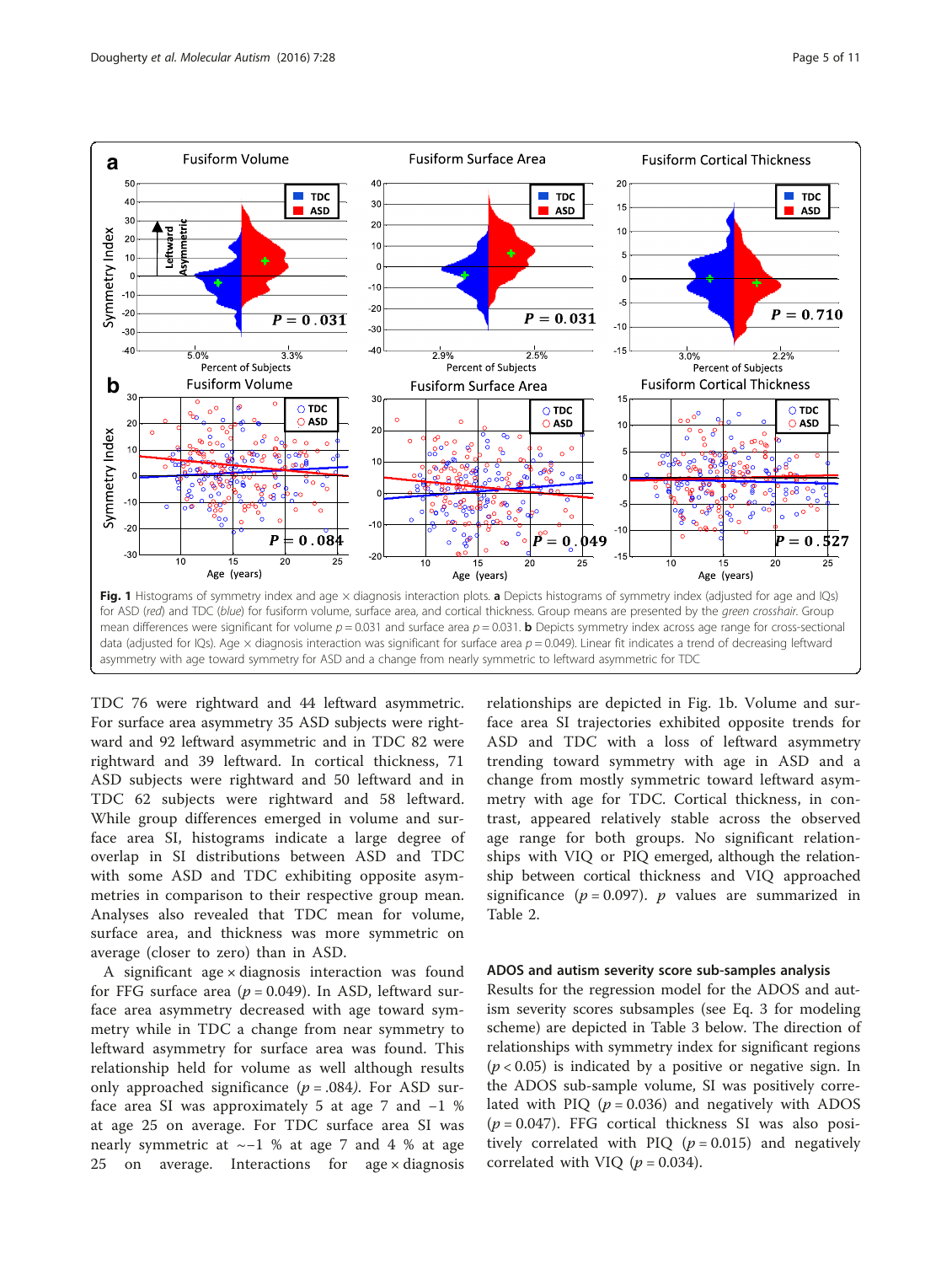**Fig. 1** Histograms of symmetry index and age × diagnosis interaction plots. **a** Depicts histograms of symmetry index (adjusted for age and IQs) for ASD (*red*) and TDC (*blue*) for fusiform volume, surface area, and cortical thickness. Group means are presented by the *green crosshair*. Group mean differences were significant for volume $p = 0.031$ and surface area $p = 0.031$. **b** Depicts symmetry index across age range for cross-sectional data (adjusted for IQs). Age × diagnosis interaction was significant for surface area $p = 0.049$). Linear fit indicates a trend of decreasing leftward asymmetry with age toward symmetry for ASD and a change from nearly symmetric to leftward asymmetric for TDC

TDC 76 were rightward and 44 leftward asymmetric. For surface area asymmetry 35 ASD subjects were rightward and 92 leftward asymmetric and in TDC 82 were rightward and 39 leftward. In cortical thickness, 71 ASD subjects were rightward and 50 leftward and in TDC 62 subjects were rightward and 58 leftward. While group differences emerged in volume and surface area SI, histograms indicate a large degree of overlap in SI distributions between ASD and TDC with some ASD and TDC exhibiting opposite asymmetries in comparison to their respective group mean. Analyses also revealed that TDC mean for volume, surface area, and thickness was more symmetric on average (closer to zero) than in ASD.

A significant age × diagnosis interaction was found for FFG surface area ($p = 0.049$). In ASD, leftward surface area asymmetry decreased with age toward symmetry while in TDC a change from near symmetry to leftward asymmetry for surface area was found. This relationship held for volume as well although results only approached significance ($p = .084$). For ASD surface area SI was approximately 5 at age 7 and −1 % at age 25 on average. For TDC surface area SI was nearly symmetric at ∼−1 % at age 7 and 4 % at age 25 on average. Interactions for age × diagnosis relationships are depicted in Fig. 1b. Volume and surface area SI trajectories exhibited opposite trends for ASD and TDC with a loss of leftward asymmetry trending toward symmetry with age in ASD and a change from mostly symmetric toward leftward asymmetry with age for TDC. Cortical thickness, in contrast, appeared relatively stable across the observed age range for both groups. No significant relationships with VIQ or PIQ emerged, although the relationship between cortical thickness and VIQ approached significance ($p = 0.097$). $p$ values are summarized in Table 2.

### ADOS and autism severity score sub-samples analysis

Results for the regression model for the ADOS and autism severity scores subsamples (see Eq. 3 for modeling scheme) are depicted in Table 3 below. The direction of relationships with symmetry index for significant regions ($p < 0.05$) is indicated by a positive or negative sign. In the ADOS sub-sample volume, SI was positively correlated with PIQ ($p = 0.036$) and negatively with ADOS ($p = 0.047$). FFG cortical thickness SI was also positively correlated with PIQ ($p = 0.015$) and negatively correlated with VIQ ($p = 0.034$).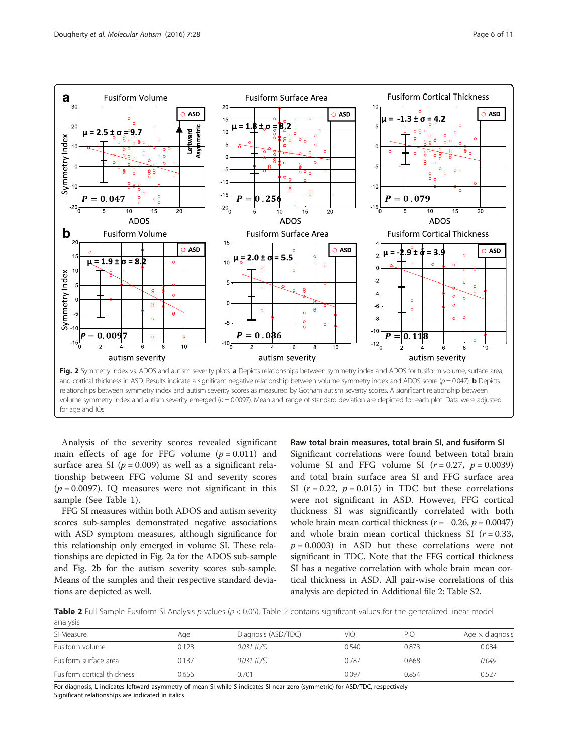**Fig. 2** Symmetry index vs. ADOS and autism severity plots. **a** Depicts relationships between symmetry index and ADOS for fusiform volume, surface area, and cortical thickness in ASD. Results indicate a significant negative relationship between volume symmetry index and ADOS score ($p = 0.047$). **b** Depicts relationships between symmetry index and autism severity scores as measured by Gotham autism severity scores. A significant relationship between volume symmetry index and autism severity emerged ($p = 0.0097$). Mean and range of standard deviation are depicted for each plot. Data were adjusted for age and IQs

Analysis of the severity scores revealed significant main effects of age for FFG volume ($p = 0.011$) and surface area SI ($p = 0.009$) as well as a significant relationship between FFG volume SI and severity scores ($p = 0.0097$). IQ measures were not significant in this sample (See Table 1).

FFG SI measures within both ADOS and autism severity scores sub-samples demonstrated negative associations with ASD symptom measures, although significance for this relationship only emerged in volume SI. These relationships are depicted in Fig. 2a for the ADOS sub-sample and Fig. 2b for the autism severity scores sub-sample. Means of the samples and their respective standard deviations are depicted as well.

### Raw total brain measures, total brain SI, and fusiform SI

Significant correlations were found between total brain volume SI and FFG volume SI ($r = 0.27$, $p = 0.0039$) and total brain surface area SI and FFG surface area SI ($r = 0.22$, $p = 0.015$) in TDC but these correlations were not significant in ASD. However, FFG cortical thickness SI was significantly correlated with both whole brain mean cortical thickness ($r = -0.26$, $p = 0.0047$) and whole brain mean cortical thickness SI ($r = 0.33$, $p = 0.0003$) in ASD but these correlations were not significant in TDC. Note that the FFG cortical thickness SI has a negative correlation with whole brain mean cortical thickness in ASD. All pair-wise correlations of this analysis are depicted in Additional file 2: Table S2.

**Table 2** Full Sample Fusiform SI Analysis *p*-values ($p < 0.05$). Table 2 contains significant values for the generalized linear model analysis

| SI Measure | Age | Diagnosis (ASD/TDC) | VIQ | PIQ | Age × diagnosis |
|---|---|---|---|---|---|
| Fusiform volume | 0.128 | *0.031 (L/S)* | 0.540 | 0.873 | 0.084 |
| Fusiform surface area | 0.137 | *0.031 (L/S)* | 0.787 | 0.668 | *0.049* |
| Fusiform cortical thickness | 0.656 | 0.701 | 0.097 | 0.854 | 0.527 |

For diagnosis, L indicates leftward asymmetry of mean SI while S indicates SI near zero (symmetric) for ASD/TDC, respectively
Significant relationships are indicated in italics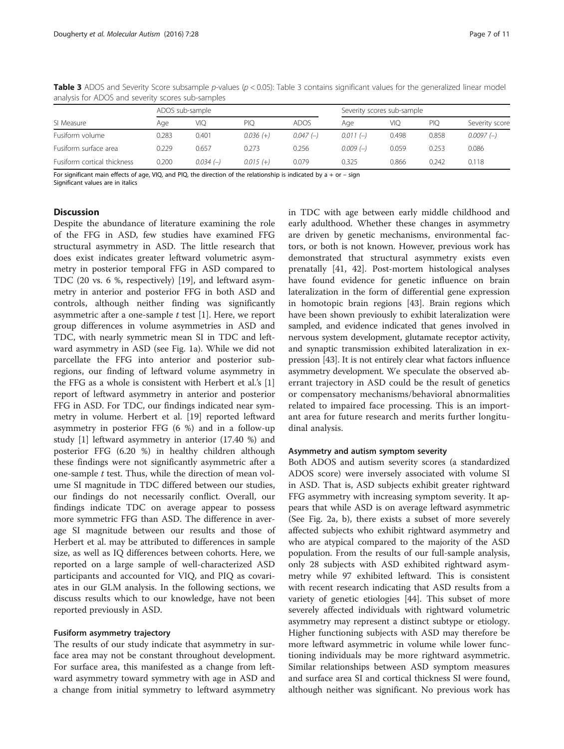**Table 3** ADOS and Severity Score subsample *p*-values ($p < 0.05$): Table 3 contains significant values for the generalized linear model analysis for ADOS and severity scores sub-samples

| SI Measure | ADOS sub-sample | | | | Severity scores sub-sample | | | |
|---|---|---|---|---|---|---|---|---|
| | Age | VIQ | PIQ | ADOS | Age | VIQ | PIQ | Severity score |
| Fusiform volume | 0.283 | 0.401 | *0.036 (+)* | *0.047 (–)* | *0.011 (–)* | 0.498 | 0.858 | *0.0097 (–)* |
| Fusiform surface area | 0.229 | 0.657 | 0.273 | 0.256 | *0.009 (–)* | 0.059 | 0.253 | 0.086 |
| Fusiform cortical thickness | 0.200 | *0.034 (–)* | *0.015 (+)* | 0.079 | 0.325 | 0.866 | 0.242 | 0.118 |

For significant main effects of age, VIQ, and PIQ, the direction of the relationship is indicated by a + or – sign
Significant values are in italics

## Discussion

Despite the abundance of literature examining the role of the FFG in ASD, few studies have examined FFG structural asymmetry in ASD. The little research that does exist indicates greater leftward volumetric asymmetry in posterior temporal FFG in ASD compared to TDC (20 vs. 6 %, respectively) [19], and leftward asymmetry in anterior and posterior FFG in both ASD and controls, although neither finding was significantly asymmetric after a one-sample *t* test [1]. Here, we report group differences in volume asymmetries in ASD and TDC, with nearly symmetric mean SI in TDC and leftward asymmetry in ASD (see Fig. 1a). While we did not parcellate the FFG into anterior and posterior subregions, our finding of leftward volume asymmetry in the FFG as a whole is consistent with Herbert et al.'s [1] report of leftward asymmetry in anterior and posterior FFG in ASD. For TDC, our findings indicated near symmetry in volume. Herbert et al. [19] reported leftward asymmetry in posterior FFG (6 %) and in a follow-up study [1] leftward asymmetry in anterior (17.40 %) and posterior FFG (6.20 %) in healthy children although these findings were not significantly asymmetric after a one-sample *t* test. Thus, while the direction of mean volume SI magnitude in TDC differed between our studies, our findings do not necessarily conflict. Overall, our findings indicate TDC on average appear to possess more symmetric FFG than ASD. The difference in average SI magnitude between our results and those of Herbert et al. may be attributed to differences in sample size, as well as IQ differences between cohorts. Here, we reported on a large sample of well-characterized ASD participants and accounted for VIQ, and PIQ as covariates in our GLM analysis. In the following sections, we discuss results which to our knowledge, have not been reported previously in ASD.

### Fusiform asymmetry trajectory

The results of our study indicate that asymmetry in surface area may not be constant throughout development. For surface area, this manifested as a change from leftward asymmetry toward symmetry with age in ASD and a change from initial symmetry to leftward asymmetry in TDC with age between early middle childhood and early adulthood. Whether these changes in asymmetry are driven by genetic mechanisms, environmental factors, or both is not known. However, previous work has demonstrated that structural asymmetry exists even prenatally [41, 42]. Post-mortem histological analyses have found evidence for genetic influence on brain lateralization in the form of differential gene expression in homotopic brain regions [43]. Brain regions which have been shown previously to exhibit lateralization were sampled, and evidence indicated that genes involved in nervous system development, glutamate receptor activity, and synaptic transmission exhibited lateralization in expression [43]. It is not entirely clear what factors influence asymmetry development. We speculate the observed aberrant trajectory in ASD could be the result of genetics or compensatory mechanisms/behavioral abnormalities related to impaired face processing. This is an important area for future research and merits further longitudinal analysis.

### Asymmetry and autism symptom severity

Both ADOS and autism severity scores (a standardized ADOS score) were inversely associated with volume SI in ASD. That is, ASD subjects exhibit greater rightward FFG asymmetry with increasing symptom severity. It appears that while ASD is on average leftward asymmetric (See Fig. 2a, b), there exists a subset of more severely affected subjects who exhibit rightward asymmetry and who are atypical compared to the majority of the ASD population. From the results of our full-sample analysis, only 28 subjects with ASD exhibited rightward asymmetry while 97 exhibited leftward. This is consistent with recent research indicating that ASD results from a variety of genetic etiologies [44]. This subset of more severely affected individuals with rightward volumetric asymmetry may represent a distinct subtype or etiology. Higher functioning subjects with ASD may therefore be more leftward asymmetric in volume while lower functioning individuals may be more rightward asymmetric. Similar relationships between ASD symptom measures and surface area SI and cortical thickness SI were found, although neither was significant. No previous work has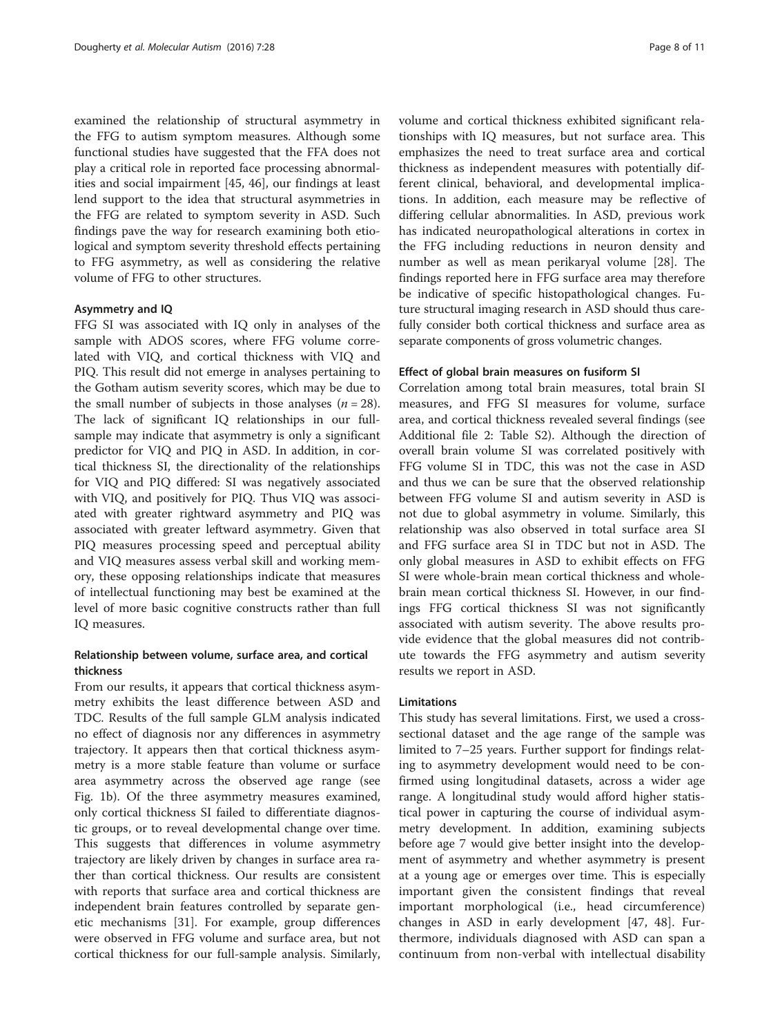examined the relationship of structural asymmetry in the FFG to autism symptom measures. Although some functional studies have suggested that the FFA does not play a critical role in reported face processing abnormalities and social impairment [45, 46], our findings at least lend support to the idea that structural asymmetries in the FFG are related to symptom severity in ASD. Such findings pave the way for research examining both etiological and symptom severity threshold effects pertaining to FFG asymmetry, as well as considering the relative volume of FFG to other structures.

#### Asymmetry and IQ

FFG SI was associated with IQ only in analyses of the sample with ADOS scores, where FFG volume correlated with VIQ, and cortical thickness with VIQ and PIQ. This result did not emerge in analyses pertaining to the Gotham autism severity scores, which may be due to the small number of subjects in those analyses ($n = 28$). The lack of significant IQ relationships in our full-sample may indicate that asymmetry is only a significant predictor for VIQ and PIQ in ASD. In addition, in cortical thickness SI, the directionality of the relationships for VIQ and PIQ differed: SI was negatively associated with VIQ, and positively for PIQ. Thus VIQ was associated with greater rightward asymmetry and PIQ was associated with greater leftward asymmetry. Given that PIQ measures processing speed and perceptual ability and VIQ measures assess verbal skill and working memory, these opposing relationships indicate that measures of intellectual functioning may best be examined at the level of more basic cognitive constructs rather than full IQ measures.

### Relationship between volume, surface area, and cortical thickness

From our results, it appears that cortical thickness asymmetry exhibits the least difference between ASD and TDC. Results of the full sample GLM analysis indicated no effect of diagnosis nor any differences in asymmetry trajectory. It appears then that cortical thickness asymmetry is a more stable feature than volume or surface area asymmetry across the observed age range (see Fig. 1b). Of the three asymmetry measures examined, only cortical thickness SI failed to differentiate diagnostic groups, or to reveal developmental change over time. This suggests that differences in volume asymmetry trajectory are likely driven by changes in surface area rather than cortical thickness. Our results are consistent with reports that surface area and cortical thickness are independent brain features controlled by separate genetic mechanisms [31]. For example, group differences were observed in FFG volume and surface area, but not cortical thickness for our full-sample analysis. Similarly, volume and cortical thickness exhibited significant relationships with IQ measures, but not surface area. This emphasizes the need to treat surface area and cortical thickness as independent measures with potentially different clinical, behavioral, and developmental implications. In addition, each measure may be reflective of differing cellular abnormalities. In ASD, previous work has indicated neuropathological alterations in cortex in the FFG including reductions in neuron density and number as well as mean perikaryal volume [28]. The findings reported here in FFG surface area may therefore be indicative of specific histopathological changes. Future structural imaging research in ASD should thus carefully consider both cortical thickness and surface area as separate components of gross volumetric changes.

#### Effect of global brain measures on fusiform SI

Correlation among total brain measures, total brain SI measures, and FFG SI measures for volume, surface area, and cortical thickness revealed several findings (see Additional file 2: Table S2). Although the direction of overall brain volume SI was correlated positively with FFG volume SI in TDC, this was not the case in ASD and thus we can be sure that the observed relationship between FFG volume SI and autism severity in ASD is not due to global asymmetry in volume. Similarly, this relationship was also observed in total surface area SI and FFG surface area SI in TDC but not in ASD. The only global measures in ASD to exhibit effects on FFG SI were whole-brain mean cortical thickness and whole-brain mean cortical thickness SI. However, in our findings FFG cortical thickness SI was not significantly associated with autism severity. The above results provide evidence that the global measures did not contribute towards the FFG asymmetry and autism severity results we report in ASD.

#### Limitations

This study has several limitations. First, we used a cross-sectional dataset and the age range of the sample was limited to 7–25 years. Further support for findings relating to asymmetry development would need to be confirmed using longitudinal datasets, across a wider age range. A longitudinal study would afford higher statistical power in capturing the course of individual asymmetry development. In addition, examining subjects before age 7 would give better insight into the development of asymmetry and whether asymmetry is present at a young age or emerges over time. This is especially important given the consistent findings that reveal important morphological (i.e., head circumference) changes in ASD in early development [47, 48]. Furthermore, individuals diagnosed with ASD can span a continuum from non-verbal with intellectual disability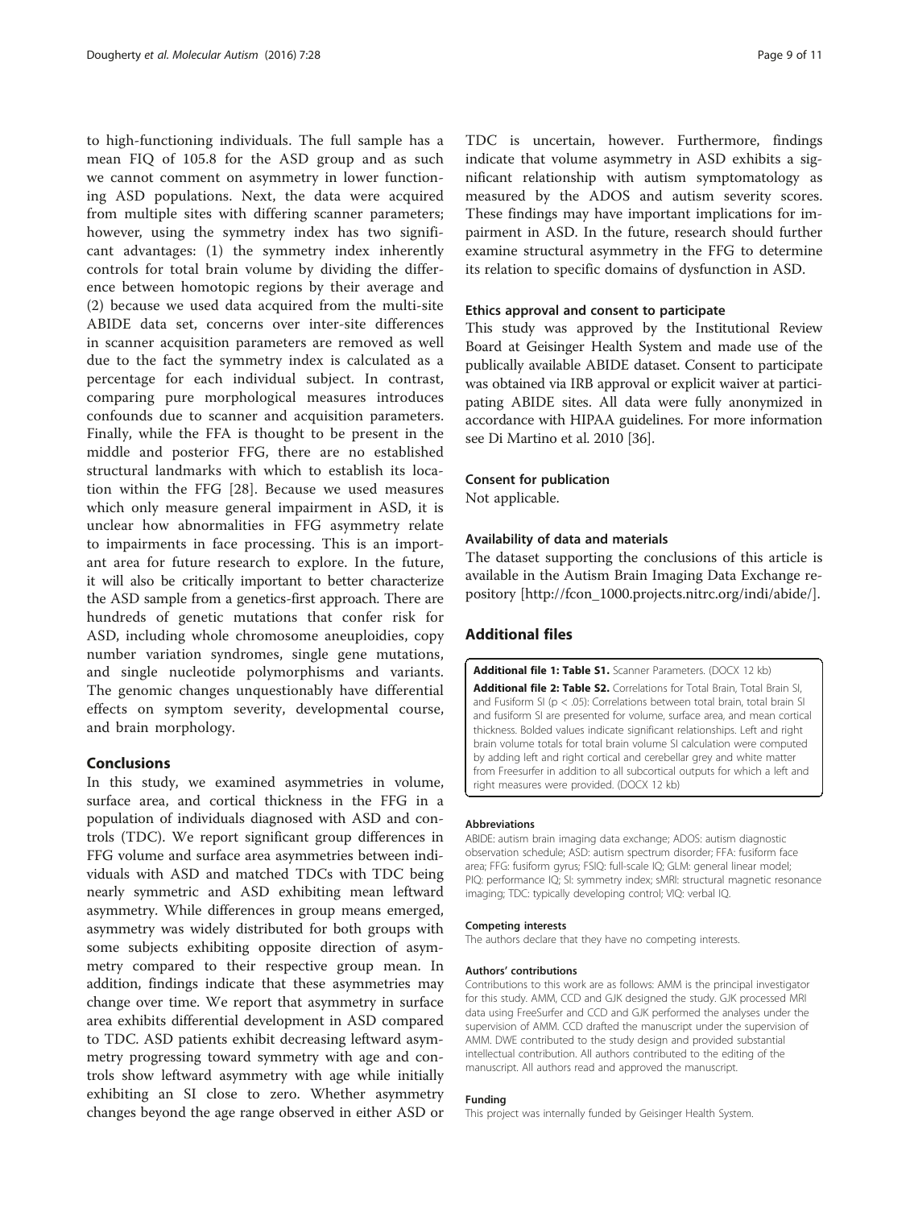to high-functioning individuals. The full sample has a mean FIQ of 105.8 for the ASD group and as such we cannot comment on asymmetry in lower functioning ASD populations. Next, the data were acquired from multiple sites with differing scanner parameters; however, using the symmetry index has two significant advantages: (1) the symmetry index inherently controls for total brain volume by dividing the difference between homotopic regions by their average and (2) because we used data acquired from the multi-site ABIDE data set, concerns over inter-site differences in scanner acquisition parameters are removed as well due to the fact the symmetry index is calculated as a percentage for each individual subject. In contrast, comparing pure morphological measures introduces confounds due to scanner and acquisition parameters. Finally, while the FFA is thought to be present in the middle and posterior FFG, there are no established structural landmarks with which to establish its location within the FFG [28]. Because we used measures which only measure general impairment in ASD, it is unclear how abnormalities in FFG asymmetry relate to impairments in face processing. This is an important area for future research to explore. In the future, it will also be critically important to better characterize the ASD sample from a genetics-first approach. There are hundreds of genetic mutations that confer risk for ASD, including whole chromosome aneuploidies, copy number variation syndromes, single gene mutations, and single nucleotide polymorphisms and variants. The genomic changes unquestionably have differential effects on symptom severity, developmental course, and brain morphology.

## Conclusions

In this study, we examined asymmetries in volume, surface area, and cortical thickness in the FFG in a population of individuals diagnosed with ASD and controls (TDC). We report significant group differences in FFG volume and surface area asymmetries between individuals with ASD and matched TDCs with TDC being nearly symmetric and ASD exhibiting mean leftward asymmetry. While differences in group means emerged, asymmetry was widely distributed for both groups with some subjects exhibiting opposite direction of asymmetry compared to their respective group mean. In addition, findings indicate that these asymmetries may change over time. We report that asymmetry in surface area exhibits differential development in ASD compared to TDC. ASD patients exhibit decreasing leftward asymmetry progressing toward symmetry with age and controls show leftward asymmetry with age while initially exhibiting an SI close to zero. Whether asymmetry changes beyond the age range observed in either ASD or TDC is uncertain, however. Furthermore, findings indicate that volume asymmetry in ASD exhibits a significant relationship with autism symptomatology as measured by the ADOS and autism severity scores. These findings may have important implications for impairment in ASD. In the future, research should further examine structural asymmetry in the FFG to determine its relation to specific domains of dysfunction in ASD.

### Ethics approval and consent to participate

This study was approved by the Institutional Review Board at Geisinger Health System and made use of the publically available ABIDE dataset. Consent to participate was obtained via IRB approval or explicit waiver at participating ABIDE sites. All data were fully anonymized in accordance with HIPAA guidelines. For more information see Di Martino et al. 2010 [36].

### Consent for publication

Not applicable.

### Availability of data and materials

The dataset supporting the conclusions of this article is available in the Autism Brain Imaging Data Exchange repository [http://fcon_1000.projects.nitrc.org/indi/abide/].

## Additional files

**Additional file 1: Table S1.** Scanner Parameters. (DOCX 12 kb)

**Additional file 2: Table S2.** Correlations for Total Brain, Total Brain SI, and Fusiform SI ($p < .05$): Correlations between total brain, total brain SI and fusiform SI are presented for volume, surface area, and mean cortical thickness. Bolded values indicate significant relationships. Left and right brain volume totals for total brain volume SI calculation were computed by adding left and right cortical and cerebellar grey and white matter from Freesurfer in addition to all subcortical outputs for which a left and right measures were provided. (DOCX 12 kb)

#### Abbreviations

ABIDE: autism brain imaging data exchange; ADOS: autism diagnostic observation schedule; ASD: autism spectrum disorder; FFA: fusiform face area; FFG: fusiform gyrus; FSIQ: full-scale IQ; GLM: general linear model; PIQ: performance IQ; SI: symmetry index; sMRI: structural magnetic resonance imaging; TDC: typically developing control; VIQ: verbal IQ.

#### Competing interests

The authors declare that they have no competing interests.

#### Authors' contributions

Contributions to this work are as follows: AMM is the principal investigator for this study. AMM, CCD and GJK designed the study. GJK processed MRI data using FreeSurfer and CCD and GJK performed the analyses under the supervision of AMM. CCD drafted the manuscript under the supervision of AMM. DWE contributed to the study design and provided substantial intellectual contribution. All authors contributed to the editing of the manuscript. All authors read and approved the manuscript.

#### Funding

This project was internally funded by Geisinger Health System.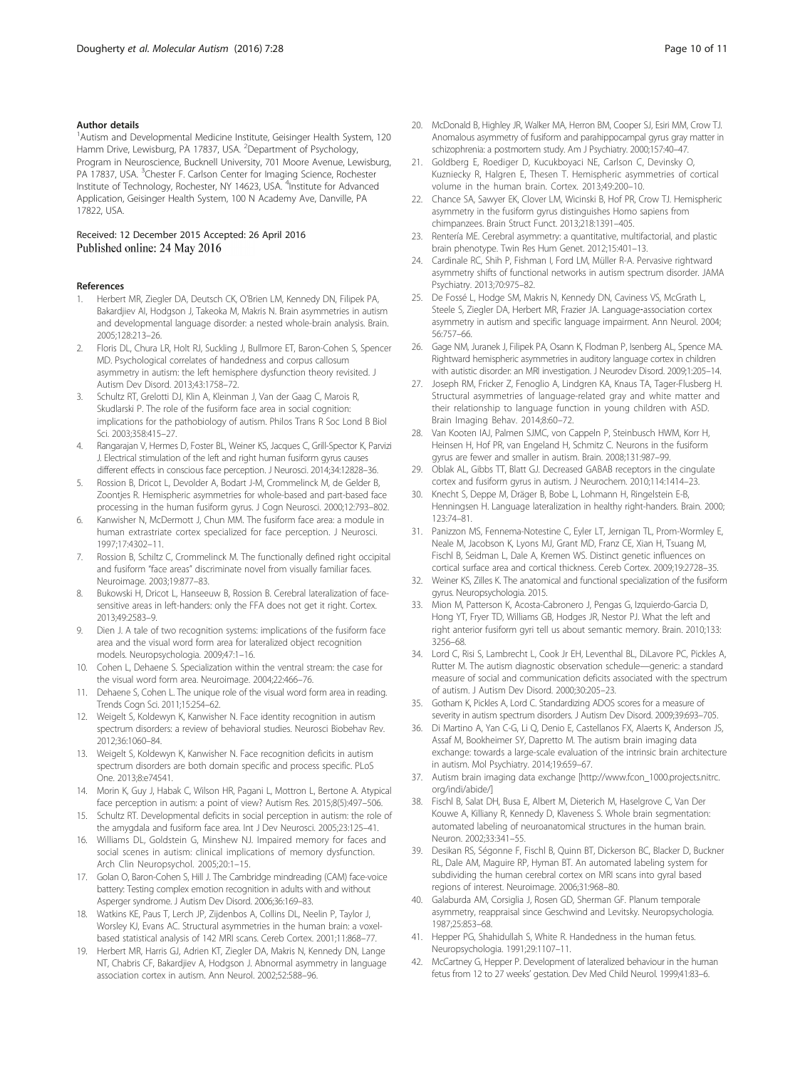#### Author details

[1]Autism and Developmental Medicine Institute, Geisinger Health System, 120 Hamm Drive, Lewisburg, PA 17837, USA. [2]Department of Psychology, Program in Neuroscience, Bucknell University, 701 Moore Avenue, Lewisburg, PA 17837, USA. [3]Chester F. Carlson Center for Imaging Science, Rochester Institute of Technology, Rochester, NY 14623, USA. [4]Institute for Advanced Application, Geisinger Health System, 100 N Academy Ave, Danville, PA 17822, USA.

Received: 12 December 2015 Accepted: 26 April 2016
Published online: 24 May 2016

#### References

1. Herbert MR, Ziegler DA, Deutsch CK, O'Brien LM, Kennedy DN, Filipek PA, Bakardjiev AI, Hodgson J, Takeoka M, Makris N. Brain asymmetries in autism and developmental language disorder: a nested whole-brain analysis. Brain. 2005;128:213–26.
2. Floris DL, Chura LR, Holt RJ, Suckling J, Bullmore ET, Baron-Cohen S, Spencer MD. Psychological correlates of handedness and corpus callosum asymmetry in autism: the left hemisphere dysfunction theory revisited. J Autism Dev Disord. 2013;43:1758–72.
3. Schultz RT, Grelotti DJ, Klin A, Kleinman J, Van der Gaag C, Marois R, Skudlarski P. The role of the fusiform face area in social cognition: implications for the pathobiology of autism. Philos Trans R Soc Lond B Biol Sci. 2003;358:415–27.
4. Rangarajan V, Hermes D, Foster BL, Weiner KS, Jacques C, Grill-Spector K, Parvizi J. Electrical stimulation of the left and right human fusiform gyrus causes different effects in conscious face perception. J Neurosci. 2014;34:12828–36.
5. Rossion B, Dricot L, Devolder A, Bodart J-M, Crommelinck M, de Gelder B, Zoontjes R. Hemispheric asymmetries for whole-based and part-based face processing in the human fusiform gyrus. J Cogn Neurosci. 2000;12:793–802.
6. Kanwisher N, McDermott J, Chun MM. The fusiform face area: a module in human extrastriate cortex specialized for face perception. J Neurosci. 1997;17:4302–11.
7. Rossion B, Schiltz C, Crommelinck M. The functionally defined right occipital and fusiform "face areas" discriminate novel from visually familiar faces. Neuroimage. 2003;19:877–83.
8. Bukowski H, Dricot L, Hanseeuw B, Rossion B. Cerebral lateralization of face-sensitive areas in left-handers: only the FFA does not get it right. Cortex. 2013;49:2583–9.
9. Dien J. A tale of two recognition systems: implications of the fusiform face area and the visual word form area for lateralized object recognition models. Neuropsychologia. 2009;47:1–16.
10. Cohen L, Dehaene S. Specialization within the ventral stream: the case for the visual word form area. Neuroimage. 2004;22:466–76.
11. Dehaene S, Cohen L. The unique role of the visual word form area in reading. Trends Cogn Sci. 2011;15:254–62.
12. Weigelt S, Koldewyn K, Kanwisher N. Face identity recognition in autism spectrum disorders: a review of behavioral studies. Neurosci Biobehav Rev. 2012;36:1060–84.
13. Weigelt S, Koldewyn K, Kanwisher N. Face recognition deficits in autism spectrum disorders are both domain specific and process specific. PLoS One. 2013;8:e74541.
14. Morin K, Guy J, Habak C, Wilson HR, Pagani L, Mottron L, Bertone A. Atypical face perception in autism: a point of view? Autism Res. 2015;8(5):497–506.
15. Schultz RT. Developmental deficits in social perception in autism: the role of the amygdala and fusiform face area. Int J Dev Neurosci. 2005;23:125–41.
16. Williams DL, Goldstein G, Minshew NJ. Impaired memory for faces and social scenes in autism: clinical implications of memory dysfunction. Arch Clin Neuropsychol. 2005;20:1–15.
17. Golan O, Baron-Cohen S, Hill J. The Cambridge mindreading (CAM) face-voice battery: Testing complex emotion recognition in adults with and without Asperger syndrome. J Autism Dev Disord. 2006;36:169–83.
18. Watkins KE, Paus T, Lerch JP, Zijdenbos A, Collins DL, Neelin P, Taylor J, Worsley KJ, Evans AC. Structural asymmetries in the human brain: a voxel-based statistical analysis of 142 MRI scans. Cereb Cortex. 2001;11:868–77.
19. Herbert MR, Harris GJ, Adrien KT, Ziegler DA, Makris N, Kennedy DN, Lange NT, Chabris CF, Bakardjiev A, Hodgson J. Abnormal asymmetry in language association cortex in autism. Ann Neurol. 2002;52:588–96.
20. McDonald B, Highley JR, Walker MA, Herron BM, Cooper SJ, Esiri MM, Crow TJ. Anomalous asymmetry of fusiform and parahippocampal gyrus gray matter in schizophrenia: a postmortem study. Am J Psychiatry. 2000;157:40–47.
21. Goldberg E, Roediger D, Kucukboyaci NE, Carlson C, Devinsky O, Kuzniecky R, Halgren E, Thesen T. Hemispheric asymmetries of cortical volume in the human brain. Cortex. 2013;49:200–10.
22. Chance SA, Sawyer EK, Clover LM, Wicinski B, Hof PR, Crow TJ. Hemispheric asymmetry in the fusiform gyrus distinguishes Homo sapiens from chimpanzees. Brain Struct Funct. 2013;218:1391–405.
23. Rentería ME. Cerebral asymmetry: a quantitative, multifactorial, and plastic brain phenotype. Twin Res Hum Genet. 2012;15:401–13.
24. Cardinale RC, Shih P, Fishman I, Ford LM, Müller R-A. Pervasive rightward asymmetry shifts of functional networks in autism spectrum disorder. JAMA Psychiatry. 2013;70:975–82.
25. De Fossé L, Hodge SM, Makris N, Kennedy DN, Caviness VS, McGrath L, Steele S, Ziegler DA, Herbert MR, Frazier JA. Language-association cortex asymmetry in autism and specific language impairment. Ann Neurol. 2004; 56:757–66.
26. Gage NM, Juranek J, Filipek PA, Osann K, Flodman P, Isenberg AL, Spence MA. Rightward hemispheric asymmetries in auditory language cortex in children with autistic disorder: an MRI investigation. J Neurodev Disord. 2009;1:205–14.
27. Joseph RM, Fricker Z, Fenoglio A, Lindgren KA, Knaus TA, Tager-Flusberg H. Structural asymmetries of language-related gray and white matter and their relationship to language function in young children with ASD. Brain Imaging Behav. 2014;8:60–72.
28. Van Kooten IAJ, Palmen SJMC, von Cappeln P, Steinbusch HWM, Korr H, Heinsen H, Hof PR, van Engeland H, Schmitz C. Neurons in the fusiform gyrus are fewer and smaller in autism. Brain. 2008;131:987–99.
29. Oblak AL, Gibbs TT, Blatt GJ. Decreased GABAB receptors in the cingulate cortex and fusiform gyrus in autism. J Neurochem. 2010;114:1414–23.
30. Knecht S, Deppe M, Dräger B, Bobe L, Lohmann H, Ringelstein E-B, Henningsen H. Language lateralization in healthy right-handers. Brain. 2000; 123:74–81.
31. Panizzon MS, Fennema-Notestine C, Eyler LT, Jernigan TL, Prom-Wormley E, Neale M, Jacobson K, Lyons MJ, Grant MD, Franz CE, Xian H, Tsuang M, Fischl B, Seidman L, Dale A, Kremen WS. Distinct genetic influences on cortical surface area and cortical thickness. Cereb Cortex. 2009;19:2728–35.
32. Weiner KS, Zilles K. The anatomical and functional specialization of the fusiform gyrus. Neuropsychologia. 2015.
33. Mion M, Patterson K, Acosta-Cabronero J, Pengas G, Izquierdo-Garcia D, Hong YT, Fryer TD, Williams GB, Hodges JR, Nestor PJ. What the left and right anterior fusiform gyri tell us about semantic memory. Brain. 2010;133: 3256–68.
34. Lord C, Risi S, Lambrecht L, Cook Jr EH, Leventhal BL, DiLavore PC, Pickles A, Rutter M. The autism diagnostic observation schedule—generic: a standard measure of social and communication deficits associated with the spectrum of autism. J Autism Dev Disord. 2000;30:205–23.
35. Gotham K, Pickles A, Lord C. Standardizing ADOS scores for a measure of severity in autism spectrum disorders. J Autism Dev Disord. 2009;39:693–705.
36. Di Martino A, Yan C-G, Li Q, Denio E, Castellanos FX, Alaerts K, Anderson JS, Assaf M, Bookheimer SY, Dapretto M. The autism brain imaging data exchange: towards a large-scale evaluation of the intrinsic brain architecture in autism. Mol Psychiatry. 2014;19:659–67.
37. Autism brain imaging data exchange [http://www.fcon_1000.projects.nitrc.org/indi/abide/]
38. Fischl B, Salat DH, Busa E, Albert M, Dieterich M, Haselgrove C, Van Der Kouwe A, Killiany R, Kennedy D, Klaveness S. Whole brain segmentation: automated labeling of neuroanatomical structures in the human brain. Neuron. 2002;33:341–55.
39. Desikan RS, Ségonne F, Fischl B, Quinn BT, Dickerson BC, Blacker D, Buckner RL, Dale AM, Maguire RP, Hyman BT. An automated labeling system for subdividing the human cerebral cortex on MRI scans into gyral based regions of interest. Neuroimage. 2006;31:968–80.
40. Galaburda AM, Corsiglia J, Rosen GD, Sherman GF. Planum temporale asymmetry, reappraisal since Geschwind and Levitsky. Neuropsychologia. 1987;25:853–68.
41. Hepper PG, Shahidullah S, White R. Handedness in the human fetus. Neuropsychologia. 1991;29:1107–11.
42. McCartney G, Hepper P. Development of lateralized behaviour in the human fetus from 12 to 27 weeks' gestation. Dev Med Child Neurol. 1999;41:83–6.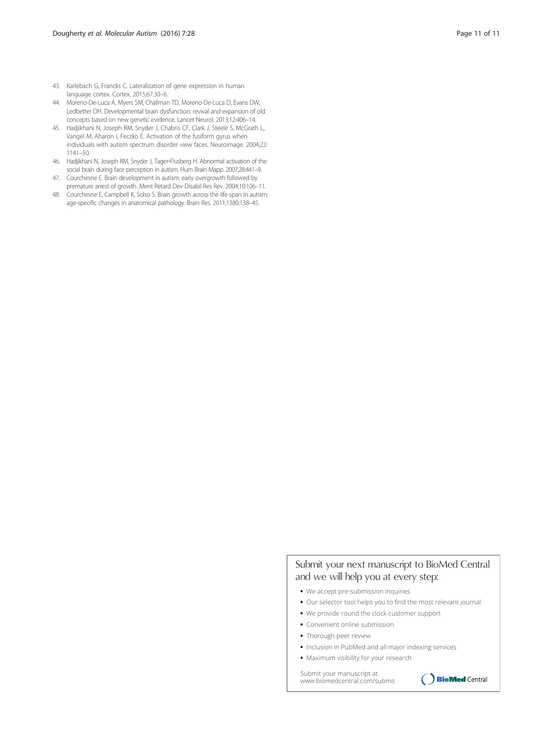43. Karlebach G, Francks C. Lateralization of gene expression in human language cortex. Cortex. 2015;67:30–6.
44. Moreno-De-Luca A, Myers SM, Challman TD, Moreno-De-Luca D, Evans DW, Ledbetter DH. Developmental brain dysfunction: revival and expansion of old concepts based on new genetic evidence. Lancet Neurol. 2013;12:406–14.
45. Hadjikhani N, Joseph RM, Snyder J, Chabris CF, Clark J, Steele S, McGrath L, Vangel M, Aharon I, Feczko E. Activation of the fusiform gyrus when individuals with autism spectrum disorder view faces. Neuroimage. 2004;22: 1141–50.
46. Hadjikhani N, Joseph RM, Snyder J, Tager-Flusberg H. Abnormal activation of the social brain during face perception in autism. Hum Brain Mapp. 2007;28:441–9.
47. Courchesne E. Brain development in autism: early overgrowth followed by premature arrest of growth. Ment Retard Dev Disabil Res Rev. 2004;10:106–11.
48. Courchesne E, Campbell K, Solso S. Brain growth across the life span in autism: age-specific changes in anatomical pathology. Brain Res. 2011;1380:138–45.

Submit your next manuscript to BioMed Central and we will help you at every step:

- We accept pre-submission inquiries
- Our selector tool helps you to find the most relevant journal
- We provide round the clock customer support
- Convenient online submission
- Thorough peer review
- Inclusion in PubMed and all major indexing services
- Maximum visibility for your research

Submit your manuscript at www.biomedcentral.com/submit

BioMed Central